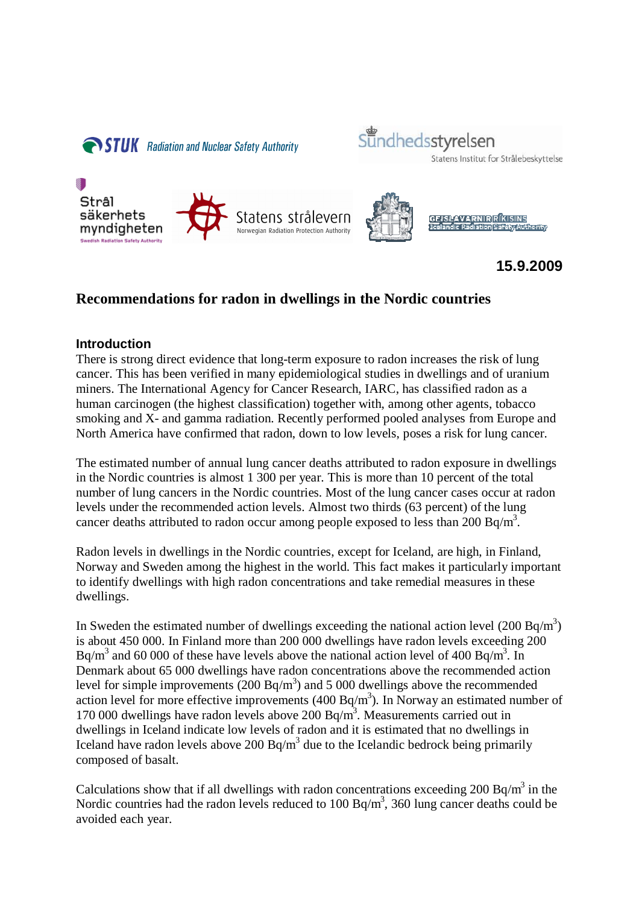STUK Radiation and Nuclear Safety Authority

Sundhedsstyrelsen
Statens Institut for Strålebeskyttelse

Strål säkerhets myndigheten
Swedish Radiation Safety Authority

Statens strålevern
Norwegian Radiation Protection Authority

GEISLAVARNIR RÍKISINS
Icelandic Radiation Safety Authority

**15.9.2009**

# Recommendations for radon in dwellings in the Nordic countries

## Introduction

There is strong direct evidence that long-term exposure to radon increases the risk of lung cancer. This has been verified in many epidemiological studies in dwellings and of uranium miners. The International Agency for Cancer Research, IARC, has classified radon as a human carcinogen (the highest classification) together with, among other agents, tobacco smoking and X- and gamma radiation. Recently performed pooled analyses from Europe and North America have confirmed that radon, down to low levels, poses a risk for lung cancer.

The estimated number of annual lung cancer deaths attributed to radon exposure in dwellings in the Nordic countries is almost 1 300 per year. This is more than 10 percent of the total number of lung cancers in the Nordic countries. Most of the lung cancer cases occur at radon levels under the recommended action levels. Almost two thirds (63 percent) of the lung cancer deaths attributed to radon occur among people exposed to less than 200 Bq/m$^3$.

Radon levels in dwellings in the Nordic countries, except for Iceland, are high, in Finland, Norway and Sweden among the highest in the world. This fact makes it particularly important to identify dwellings with high radon concentrations and take remedial measures in these dwellings.

In Sweden the estimated number of dwellings exceeding the national action level (200 Bq/m$^3$) is about 450 000. In Finland more than 200 000 dwellings have radon levels exceeding 200 Bq/m$^3$ and 60 000 of these have levels above the national action level of 400 Bq/m$^3$. In Denmark about 65 000 dwellings have radon concentrations above the recommended action level for simple improvements (200 Bq/m$^3$) and 5 000 dwellings above the recommended action level for more effective improvements (400 Bq/m$^3$). In Norway an estimated number of 170 000 dwellings have radon levels above 200 Bq/m$^3$. Measurements carried out in dwellings in Iceland indicate low levels of radon and it is estimated that no dwellings in Iceland have radon levels above 200 Bq/m$^3$ due to the Icelandic bedrock being primarily composed of basalt.

Calculations show that if all dwellings with radon concentrations exceeding 200 Bq/m$^3$ in the Nordic countries had the radon levels reduced to 100 Bq/m$^3$, 360 lung cancer deaths could be avoided each year.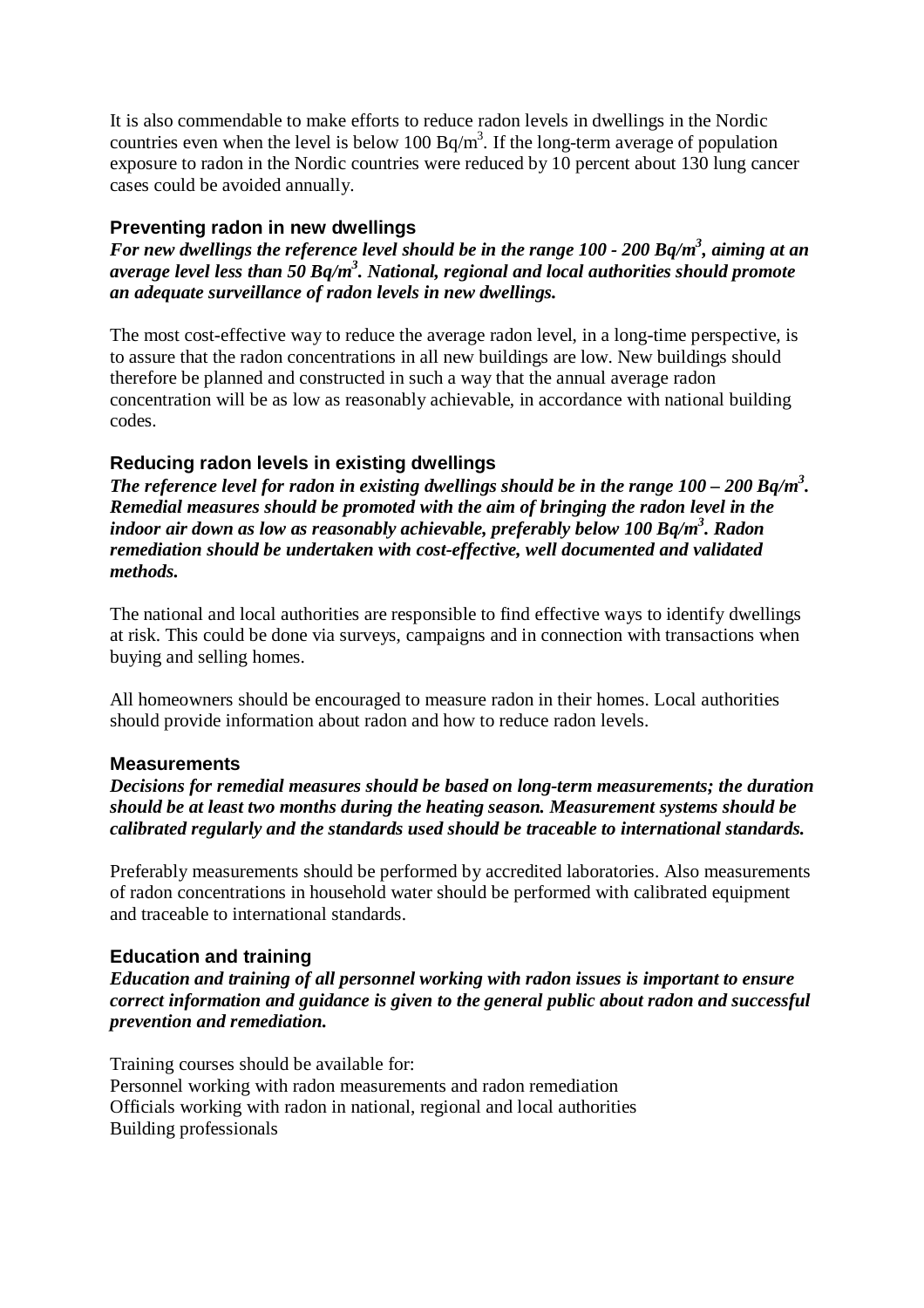It is also commendable to make efforts to reduce radon levels in dwellings in the Nordic countries even when the level is below 100 Bq/m$^3$. If the long-term average of population exposure to radon in the Nordic countries were reduced by 10 percent about 130 lung cancer cases could be avoided annually.

### Preventing radon in new dwellings

***For new dwellings the reference level should be in the range 100 - 200 Bq/m$^3$, aiming at an average level less than 50 Bq/m$^3$. National, regional and local authorities should promote an adequate surveillance of radon levels in new dwellings.***

The most cost-effective way to reduce the average radon level, in a long-time perspective, is to assure that the radon concentrations in all new buildings are low. New buildings should therefore be planned and constructed in such a way that the annual average radon concentration will be as low as reasonably achievable, in accordance with national building codes.

### Reducing radon levels in existing dwellings

***The reference level for radon in existing dwellings should be in the range 100 – 200 Bq/m$^3$. Remedial measures should be promoted with the aim of bringing the radon level in the indoor air down as low as reasonably achievable, preferably below 100 Bq/m$^3$. Radon remediation should be undertaken with cost-effective, well documented and validated methods.***

The national and local authorities are responsible to find effective ways to identify dwellings at risk. This could be done via surveys, campaigns and in connection with transactions when buying and selling homes.

All homeowners should be encouraged to measure radon in their homes. Local authorities should provide information about radon and how to reduce radon levels.

### Measurements

***Decisions for remedial measures should be based on long-term measurements; the duration should be at least two months during the heating season. Measurement systems should be calibrated regularly and the standards used should be traceable to international standards.***

Preferably measurements should be performed by accredited laboratories. Also measurements of radon concentrations in household water should be performed with calibrated equipment and traceable to international standards.

### Education and training

***Education and training of all personnel working with radon issues is important to ensure correct information and guidance is given to the general public about radon and successful prevention and remediation.***

Training courses should be available for:

Personnel working with radon measurements and radon remediation

Officials working with radon in national, regional and local authorities

Building professionals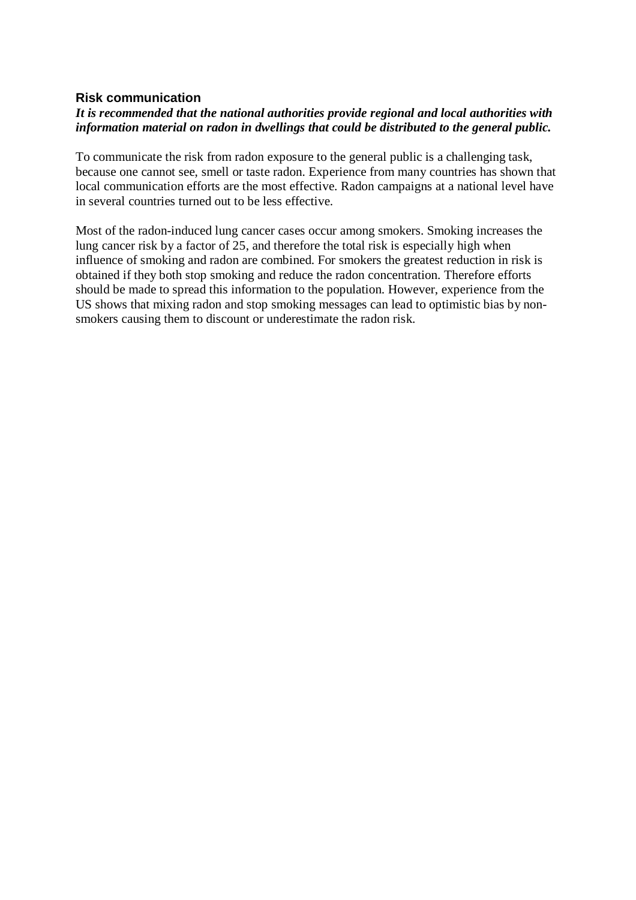### Risk communication

***It is recommended that the national authorities provide regional and local authorities with information material on radon in dwellings that could be distributed to the general public.***

To communicate the risk from radon exposure to the general public is a challenging task, because one cannot see, smell or taste radon. Experience from many countries has shown that local communication efforts are the most effective. Radon campaigns at a national level have in several countries turned out to be less effective.

Most of the radon-induced lung cancer cases occur among smokers. Smoking increases the lung cancer risk by a factor of 25, and therefore the total risk is especially high when influence of smoking and radon are combined. For smokers the greatest reduction in risk is obtained if they both stop smoking and reduce the radon concentration. Therefore efforts should be made to spread this information to the population. However, experience from the US shows that mixing radon and stop smoking messages can lead to optimistic bias by non-smokers causing them to discount or underestimate the radon risk.